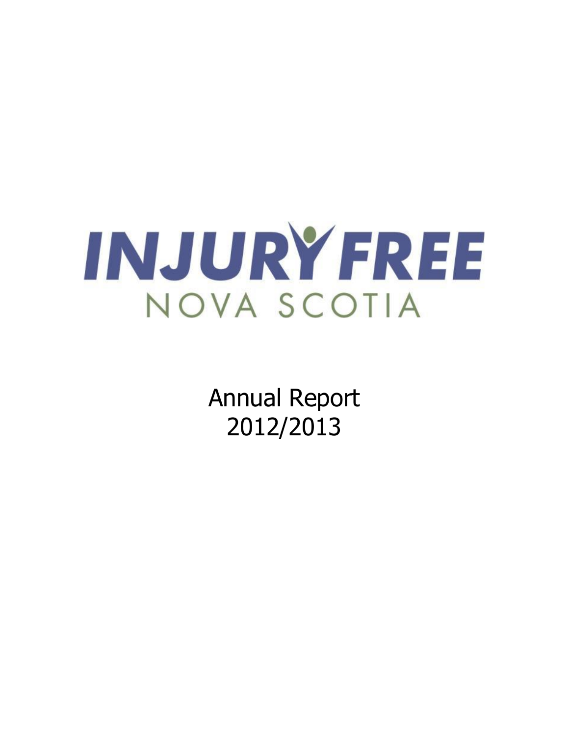# INJURY FREE NOVA SCOTIA

Annual Report
2012/2013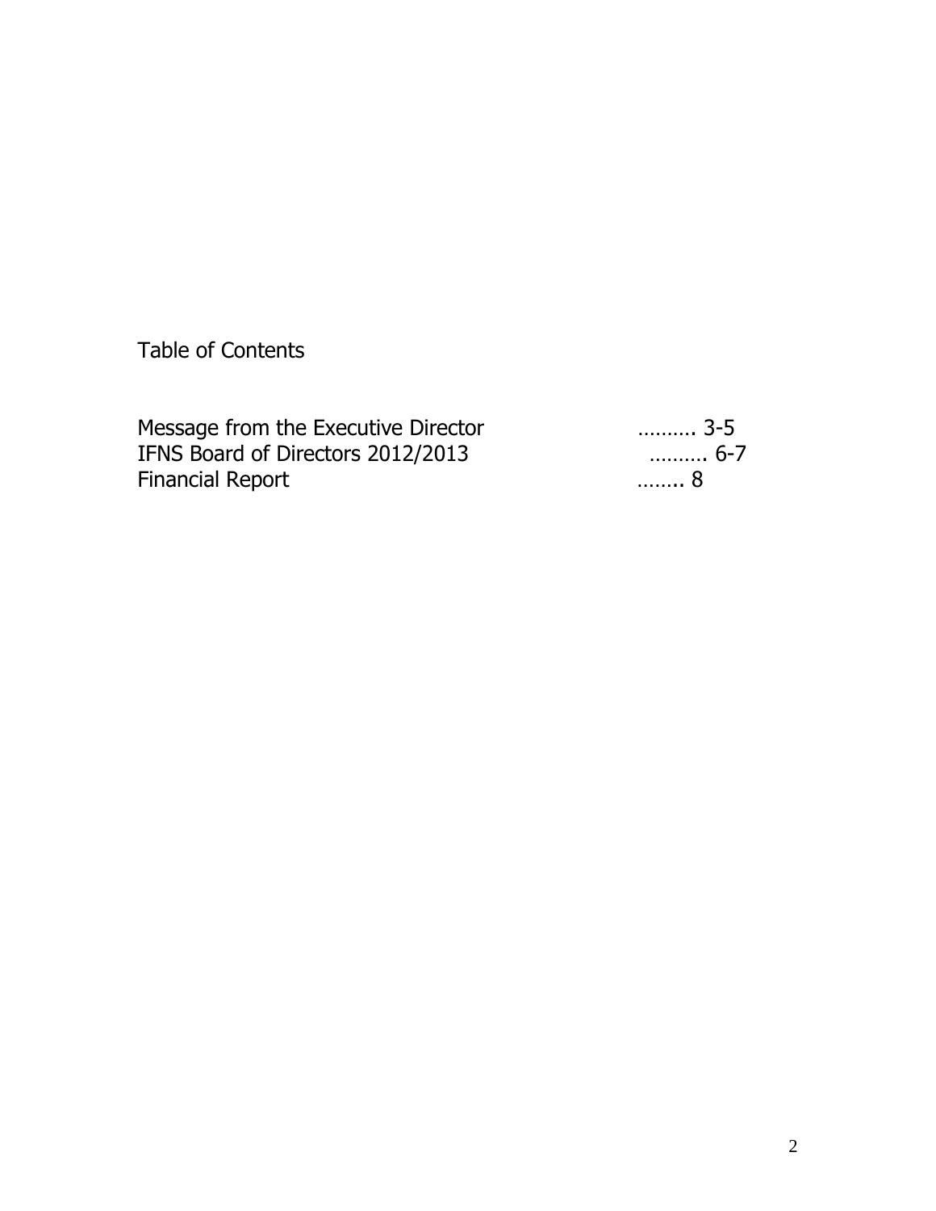# Table of Contents

| | |
|---|---|
| Message from the Executive Director | .......... 3-5 |
| IFNS Board of Directors 2012/2013 | .......... 6-7 |
| Financial Report | ........ 8 |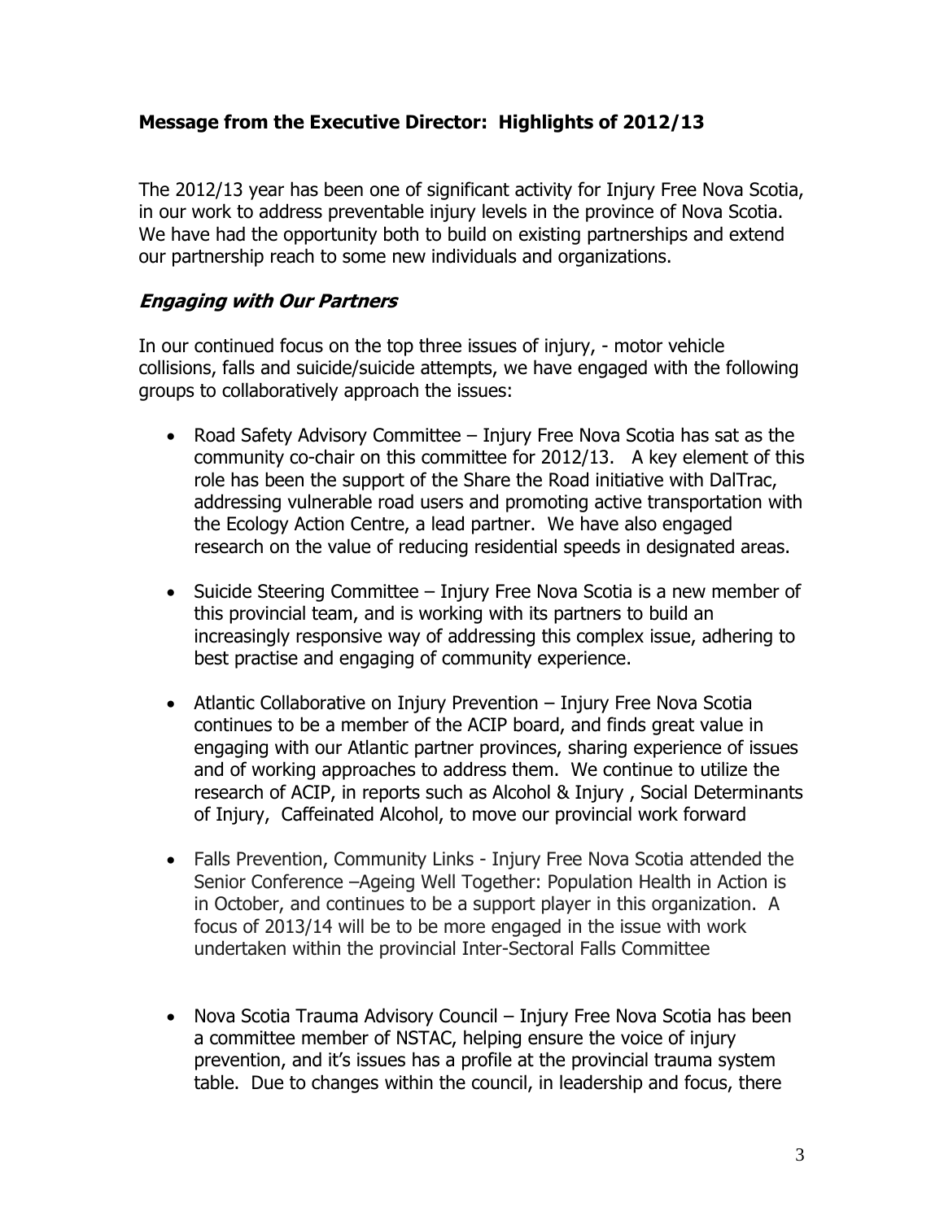## Message from the Executive Director: Highlights of 2012/13

The 2012/13 year has been one of significant activity for Injury Free Nova Scotia, in our work to address preventable injury levels in the province of Nova Scotia. We have had the opportunity both to build on existing partnerships and extend our partnership reach to some new individuals and organizations.

### *Engaging with Our Partners*

In our continued focus on the top three issues of injury, - motor vehicle collisions, falls and suicide/suicide attempts, we have engaged with the following groups to collaboratively approach the issues:

- Road Safety Advisory Committee – Injury Free Nova Scotia has sat as the community co-chair on this committee for 2012/13. A key element of this role has been the support of the Share the Road initiative with DalTrac, addressing vulnerable road users and promoting active transportation with the Ecology Action Centre, a lead partner. We have also engaged research on the value of reducing residential speeds in designated areas.

- Suicide Steering Committee – Injury Free Nova Scotia is a new member of this provincial team, and is working with its partners to build an increasingly responsive way of addressing this complex issue, adhering to best practise and engaging of community experience.

- Atlantic Collaborative on Injury Prevention – Injury Free Nova Scotia continues to be a member of the ACIP board, and finds great value in engaging with our Atlantic partner provinces, sharing experience of issues and of working approaches to address them. We continue to utilize the research of ACIP, in reports such as Alcohol & Injury , Social Determinants of Injury, Caffeinated Alcohol, to move our provincial work forward

- Falls Prevention, Community Links - Injury Free Nova Scotia attended the Senior Conference –Ageing Well Together: Population Health in Action is in October, and continues to be a support player in this organization. A focus of 2013/14 will be to be more engaged in the issue with work undertaken within the provincial Inter-Sectoral Falls Committee

- Nova Scotia Trauma Advisory Council – Injury Free Nova Scotia has been a committee member of NSTAC, helping ensure the voice of injury prevention, and it's issues has a profile at the provincial trauma system table. Due to changes within the council, in leadership and focus, there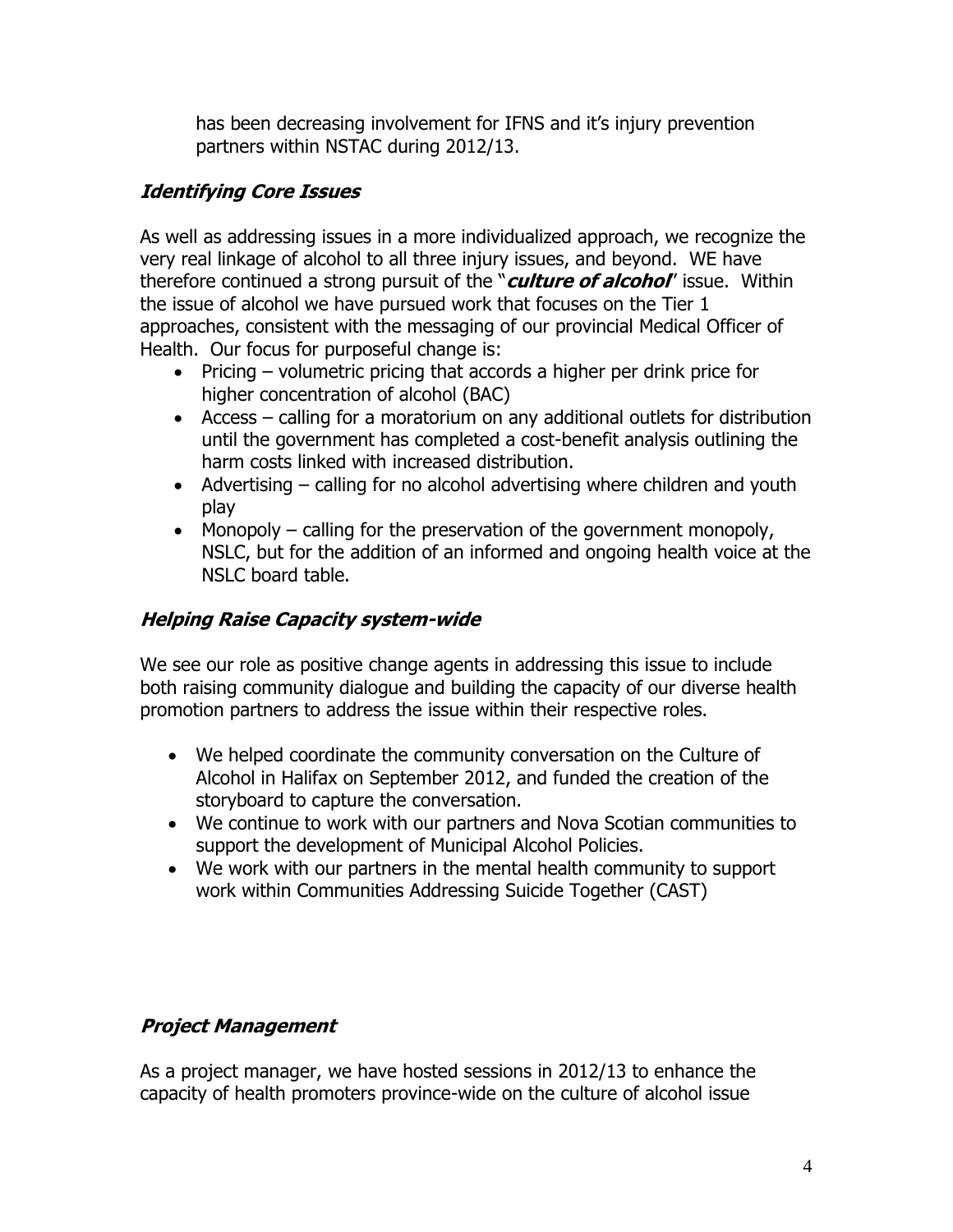has been decreasing involvement for IFNS and it's injury prevention partners within NSTAC during 2012/13.

### ***Identifying Core Issues***

As well as addressing issues in a more individualized approach, we recognize the very real linkage of alcohol to all three injury issues, and beyond. WE have therefore continued a strong pursuit of the "***culture of alcohol***" issue. Within the issue of alcohol we have pursued work that focuses on the Tier 1 approaches, consistent with the messaging of our provincial Medical Officer of Health. Our focus for purposeful change is:

- Pricing – volumetric pricing that accords a higher per drink price for higher concentration of alcohol (BAC)
- Access – calling for a moratorium on any additional outlets for distribution until the government has completed a cost-benefit analysis outlining the harm costs linked with increased distribution.
- Advertising – calling for no alcohol advertising where children and youth play
- Monopoly – calling for the preservation of the government monopoly, NSLC, but for the addition of an informed and ongoing health voice at the NSLC board table.

### ***Helping Raise Capacity system-wide***

We see our role as positive change agents in addressing this issue to include both raising community dialogue and building the capacity of our diverse health promotion partners to address the issue within their respective roles.

- We helped coordinate the community conversation on the Culture of Alcohol in Halifax on September 2012, and funded the creation of the storyboard to capture the conversation.
- We continue to work with our partners and Nova Scotian communities to support the development of Municipal Alcohol Policies.
- We work with our partners in the mental health community to support work within Communities Addressing Suicide Together (CAST)

### ***Project Management***

As a project manager, we have hosted sessions in 2012/13 to enhance the capacity of health promoters province-wide on the culture of alcohol issue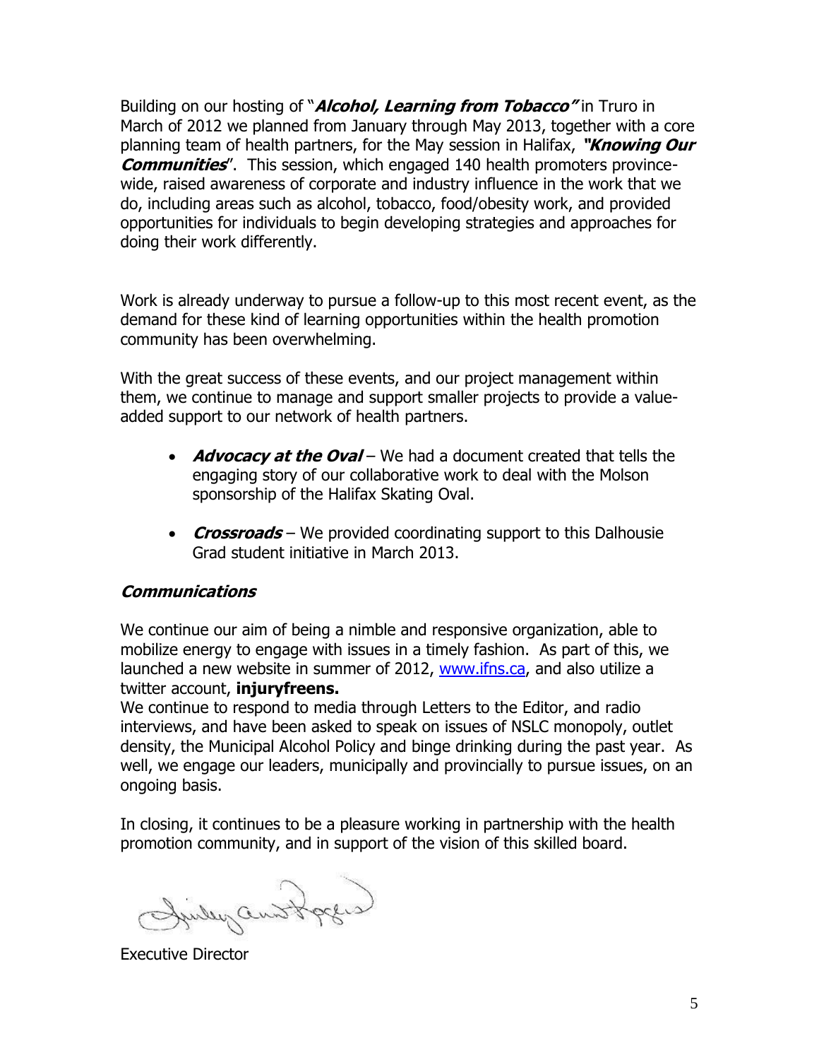Building on our hosting of "***Alcohol, Learning from Tobacco"*** in Truro in March of 2012 we planned from January through May 2013, together with a core planning team of health partners, for the May session in Halifax, ***"Knowing Our Communities***". This session, which engaged 140 health promoters province-wide, raised awareness of corporate and industry influence in the work that we do, including areas such as alcohol, tobacco, food/obesity work, and provided opportunities for individuals to begin developing strategies and approaches for doing their work differently.

Work is already underway to pursue a follow-up to this most recent event, as the demand for these kind of learning opportunities within the health promotion community has been overwhelming.

With the great success of these events, and our project management within them, we continue to manage and support smaller projects to provide a value-added support to our network of health partners.

- ***Advocacy at the Oval*** – We had a document created that tells the engaging story of our collaborative work to deal with the Molson sponsorship of the Halifax Skating Oval.
- ***Crossroads*** – We provided coordinating support to this Dalhousie Grad student initiative in March 2013.

### *Communications*

We continue our aim of being a nimble and responsive organization, able to mobilize energy to engage with issues in a timely fashion. As part of this, we launched a new website in summer of 2012, [www.ifns.ca](http://www.ifns.ca), and also utilize a twitter account, **injuryfreens.**

We continue to respond to media through Letters to the Editor, and radio interviews, and have been asked to speak on issues of NSLC monopoly, outlet density, the Municipal Alcohol Policy and binge drinking during the past year. As well, we engage our leaders, municipally and provincially to pursue issues, on an ongoing basis.

In closing, it continues to be a pleasure working in partnership with the health promotion community, and in support of the vision of this skilled board.

Executive Director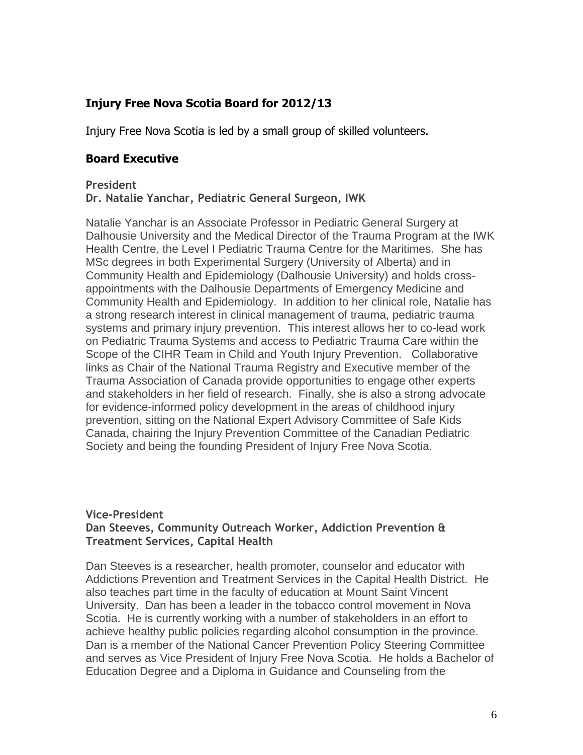## Injury Free Nova Scotia Board for 2012/13

Injury Free Nova Scotia is led by a small group of skilled volunteers.

## Board Executive

**President**
**Dr. Natalie Yanchar, Pediatric General Surgeon, IWK**

Natalie Yanchar is an Associate Professor in Pediatric General Surgery at Dalhousie University and the Medical Director of the Trauma Program at the IWK Health Centre, the Level I Pediatric Trauma Centre for the Maritimes. She has MSc degrees in both Experimental Surgery (University of Alberta) and in Community Health and Epidemiology (Dalhousie University) and holds cross-appointments with the Dalhousie Departments of Emergency Medicine and Community Health and Epidemiology. In addition to her clinical role, Natalie has a strong research interest in clinical management of trauma, pediatric trauma systems and primary injury prevention. This interest allows her to co-lead work on Pediatric Trauma Systems and access to Pediatric Trauma Care within the Scope of the CIHR Team in Child and Youth Injury Prevention. Collaborative links as Chair of the National Trauma Registry and Executive member of the Trauma Association of Canada provide opportunities to engage other experts and stakeholders in her field of research. Finally, she is also a strong advocate for evidence-informed policy development in the areas of childhood injury prevention, sitting on the National Expert Advisory Committee of Safe Kids Canada, chairing the Injury Prevention Committee of the Canadian Pediatric Society and being the founding President of Injury Free Nova Scotia.

**Vice-President**
**Dan Steeves, Community Outreach Worker, Addiction Prevention & Treatment Services, Capital Health**

Dan Steeves is a researcher, health promoter, counselor and educator with Addictions Prevention and Treatment Services in the Capital Health District. He also teaches part time in the faculty of education at Mount Saint Vincent University. Dan has been a leader in the tobacco control movement in Nova Scotia. He is currently working with a number of stakeholders in an effort to achieve healthy public policies regarding alcohol consumption in the province. Dan is a member of the National Cancer Prevention Policy Steering Committee and serves as Vice President of Injury Free Nova Scotia. He holds a Bachelor of Education Degree and a Diploma in Guidance and Counseling from the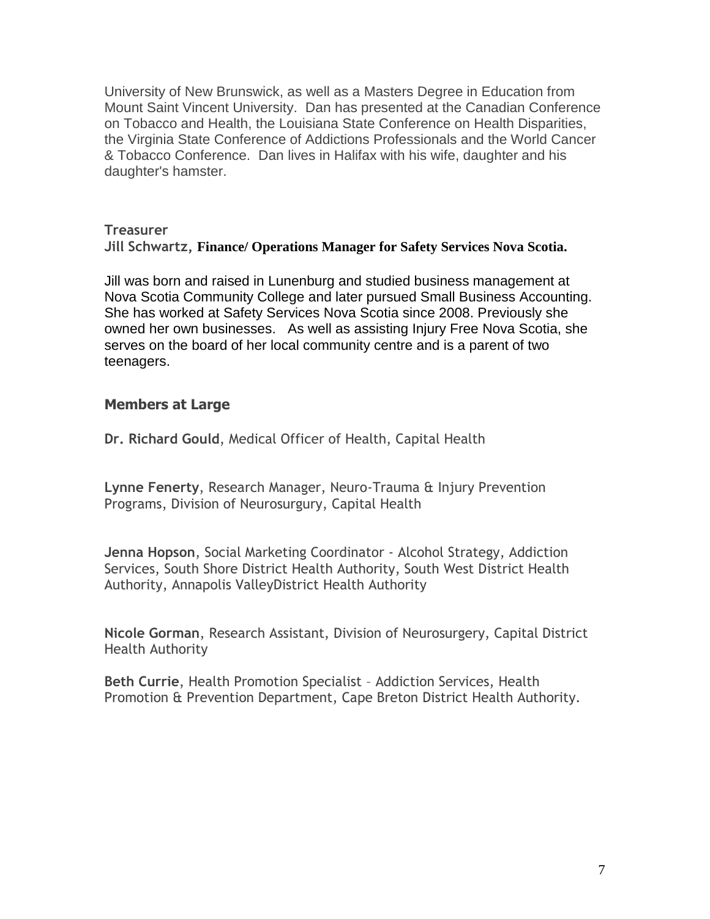University of New Brunswick, as well as a Masters Degree in Education from Mount Saint Vincent University.  Dan has presented at the Canadian Conference on Tobacco and Health, the Louisiana State Conference on Health Disparities, the Virginia State Conference of Addictions Professionals and the World Cancer & Tobacco Conference.  Dan lives in Halifax with his wife, daughter and his daughter's hamster.

**Treasurer**
**Jill Schwartz, Finance/ Operations Manager for Safety Services Nova Scotia.**

Jill was born and raised in Lunenburg and studied business management at Nova Scotia Community College and later pursued Small Business Accounting. She has worked at Safety Services Nova Scotia since 2008. Previously she owned her own businesses.   As well as assisting Injury Free Nova Scotia, she serves on the board of her local community centre and is a parent of two teenagers.

## Members at Large

**Dr. Richard Gould**, Medical Officer of Health, Capital Health

**Lynne Fenerty**, Research Manager, Neuro-Trauma & Injury Prevention Programs, Division of Neurosurgury, Capital Health

**Jenna Hopson**, Social Marketing Coordinator - Alcohol Strategy, Addiction Services, South Shore District Health Authority, South West District Health Authority, Annapolis ValleyDistrict Health Authority

**Nicole Gorman**, Research Assistant, Division of Neurosurgery, Capital District Health Authority

**Beth Currie**, Health Promotion Specialist – Addiction Services, Health Promotion & Prevention Department, Cape Breton District Health Authority.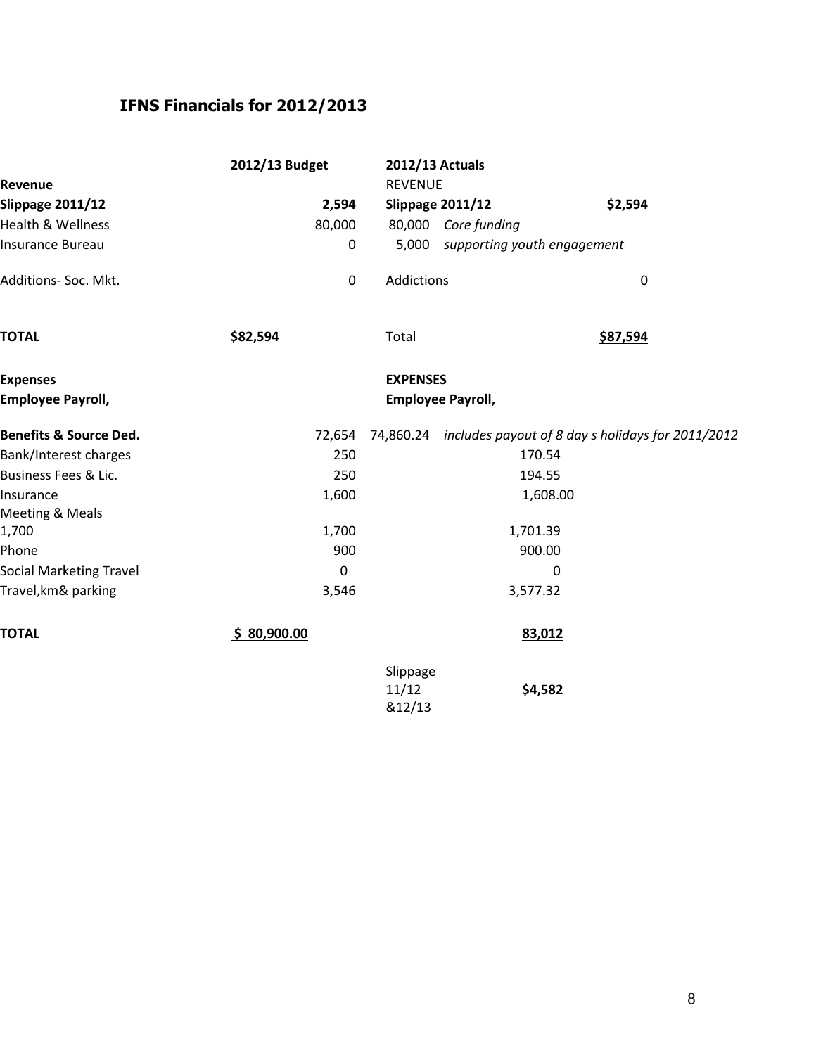## IFNS Financials for 2012/2013

| | 2012/13 Budget | 2012/13 Actuals | | |
|---|---|---|---|---|
| **Revenue** | | REVENUE | | |
| **Slippage 2011/12** | **2,594** | **Slippage 2011/12** | | **$2,594** |
| Health & Wellness | 80,000 | 80,000 | *Core funding* | |
| Insurance Bureau | 0 | 5,000 | *supporting youth engagement* | |
| Additions- Soc. Mkt. | 0 | Addictions | | 0 |
| **TOTAL** | **$82,594** | Total | | **$87,594** |
| **Expenses** | | **EXPENSES** | | |
| **Employee Payroll,** | | **Employee Payroll,** | | |
| **Benefits & Source Ded.** | 72,654 | 74,860.24 | *includes payout of 8 day s holidays for 2011/2012* | |
| Bank/Interest charges | 250 | | 170.54 | |
| Business Fees & Lic. | 250 | | 194.55 | |
| Insurance | 1,600 | | 1,608.00 | |
| Meeting & Meals 1,700 | 1,700 | | 1,701.39 | |
| Phone | 900 | | 900.00 | |
| Social Marketing Travel | 0 | | 0 | |
| Travel,km& parking | 3,546 | | 3,577.32 | |
| **TOTAL** | **$ 80,900.00** | | **83,012** | |
| | | Slippage 11/12 &12/13 | **$4,582** | |